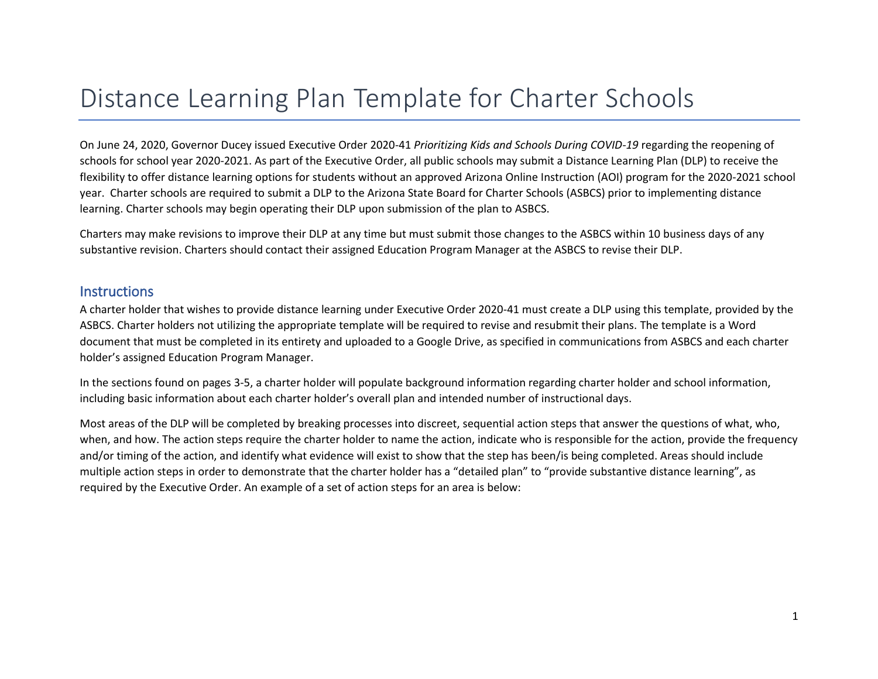# Distance Learning Plan Template for Charter Schools

On June 24, 2020, Governor Ducey issued Executive Order 2020-41 *Prioritizing Kids and Schools During COVID-19* regarding the reopening of schools for school year 2020-2021. As part of the Executive Order, all public schools may submit a Distance Learning Plan (DLP) to receive the flexibility to offer distance learning options for students without an approved Arizona Online Instruction (AOI) program for the 2020-2021 school year. Charter schools are required to submit a DLP to the Arizona State Board for Charter Schools (ASBCS) prior to implementing distance learning. Charter schools may begin operating their DLP upon submission of the plan to ASBCS.

Charters may make revisions to improve their DLP at any time but must submit those changes to the ASBCS within 10 business days of any substantive revision. Charters should contact their assigned Education Program Manager at the ASBCS to revise their DLP.

## Instructions

A charter holder that wishes to provide distance learning under Executive Order 2020-41 must create a DLP using this template, provided by the ASBCS. Charter holders not utilizing the appropriate template will be required to revise and resubmit their plans. The template is a Word document that must be completed in its entirety and uploaded to a Google Drive, as specified in communications from ASBCS and each charter holder's assigned Education Program Manager.

In the sections found on pages 3-5, a charter holder will populate background information regarding charter holder and school information, including basic information about each charter holder's overall plan and intended number of instructional days.

Most areas of the DLP will be completed by breaking processes into discreet, sequential action steps that answer the questions of what, who, when, and how. The action steps require the charter holder to name the action, indicate who is responsible for the action, provide the frequency and/or timing of the action, and identify what evidence will exist to show that the step has been/is being completed. Areas should include multiple action steps in order to demonstrate that the charter holder has a "detailed plan" to "provide substantive distance learning", as required by the Executive Order. An example of a set of action steps for an area is below: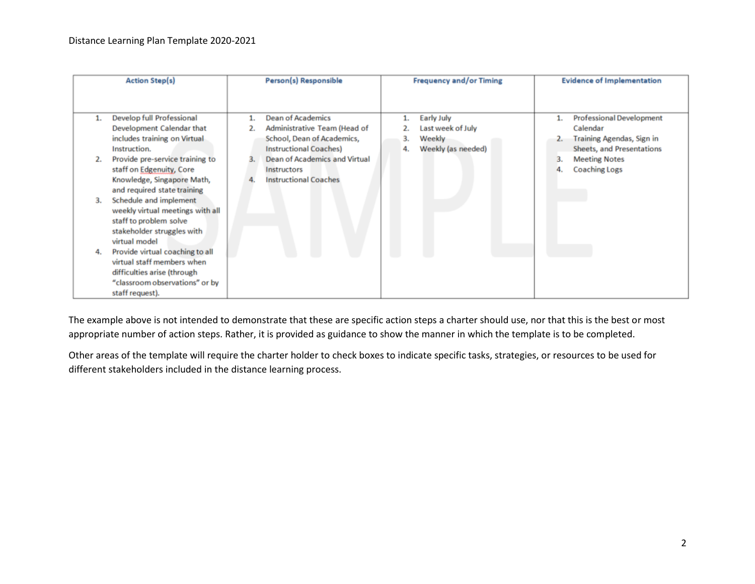| Action Step(s) | Person(s) Responsible | Frequency and/or Timing | Evidence of Implementation |
| --- | --- | --- | --- |
| 1. Develop full Professional Development Calendar that includes training on Virtual Instruction.<br>2. Provide pre-service training to staff on Edgenuity, Core Knowledge, Singapore Math, and required state training<br>3. Schedule and implement weekly virtual meetings with all staff to problem solve stakeholder struggles with virtual model<br>4. Provide virtual coaching to all virtual staff members when difficulties arise (through "classroom observations" or by staff request). | 1. Dean of Academics<br>2. Administrative Team (Head of School, Dean of Academics, Instructional Coaches)<br>3. Dean of Academics and Virtual Instructors<br>4. Instructional Coaches | 1. Early July<br>2. Last week of July<br>3. Weekly<br>4. Weekly (as needed) | 1. Professional Development Calendar<br>2. Training Agendas, Sign in Sheets, and Presentations<br>3. Meeting Notes<br>4. Coaching Logs |

The example above is not intended to demonstrate that these are specific action steps a charter should use, nor that this is the best or most appropriate number of action steps. Rather, it is provided as guidance to show the manner in which the template is to be completed.

Other areas of the template will require the charter holder to check boxes to indicate specific tasks, strategies, or resources to be used for different stakeholders included in the distance learning process.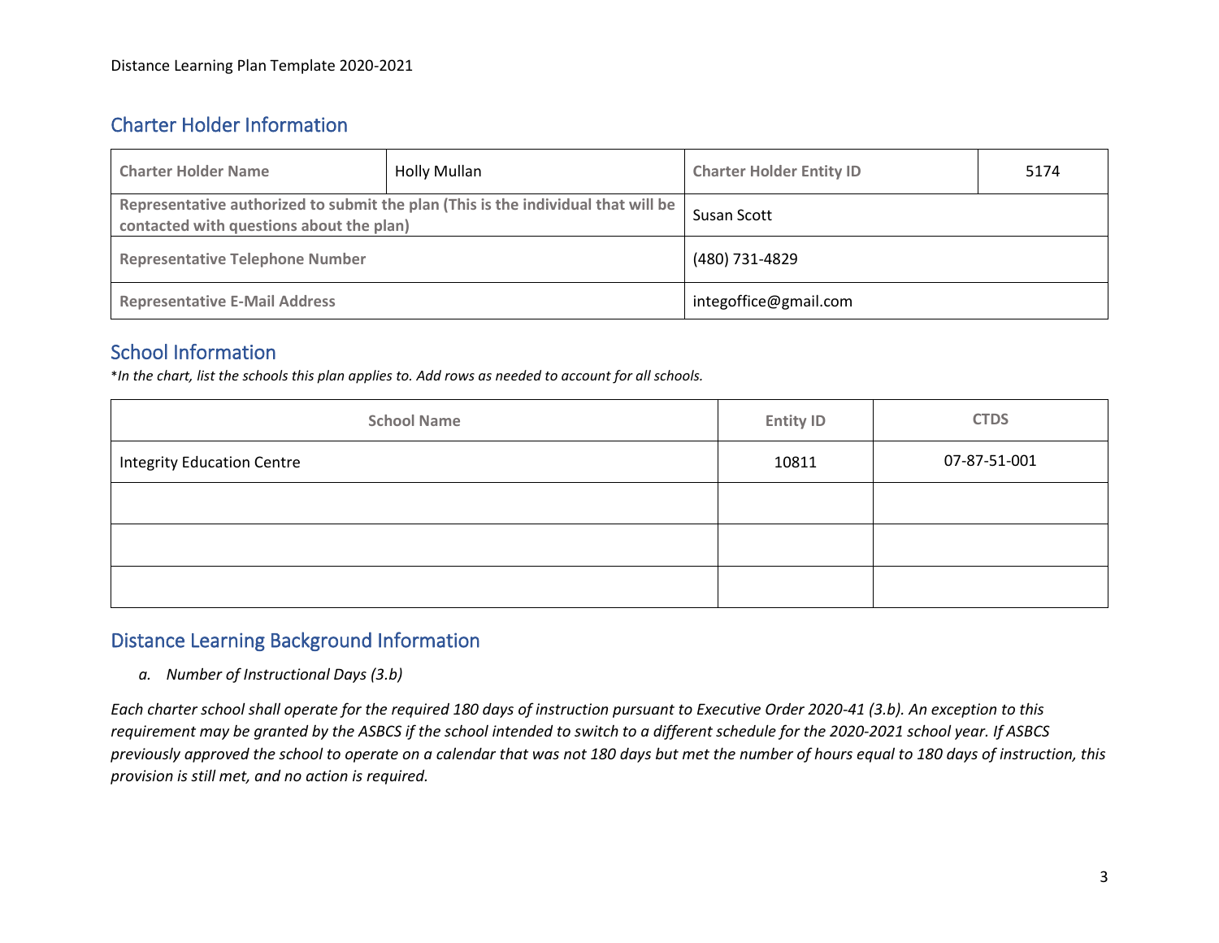## Charter Holder Information

| **Charter Holder Name** | Holly Mullan | **Charter Holder Entity ID** | 5174 |
|---|---|---|---|
| **Representative authorized to submit the plan (This is the individual that will be contacted with questions about the plan)** | | Susan Scott | |
| **Representative Telephone Number** | | (480) 731-4829 | |
| **Representative E-Mail Address** | | integoffice@gmail.com | |

## School Information

*\*In the chart, list the schools this plan applies to. Add rows as needed to account for all schools.*

| School Name | Entity ID | CTDS |
|---|---|---|
| Integrity Education Centre | 10811 | 07-87-51-001 |
| | | |
| | | |
| | | |

## Distance Learning Background Information

a. *Number of Instructional Days (3.b)*

*Each charter school shall operate for the required 180 days of instruction pursuant to Executive Order 2020-41 (3.b). An exception to this requirement may be granted by the ASBCS if the school intended to switch to a different schedule for the 2020-2021 school year. If ASBCS previously approved the school to operate on a calendar that was not 180 days but met the number of hours equal to 180 days of instruction, this provision is still met, and no action is required.*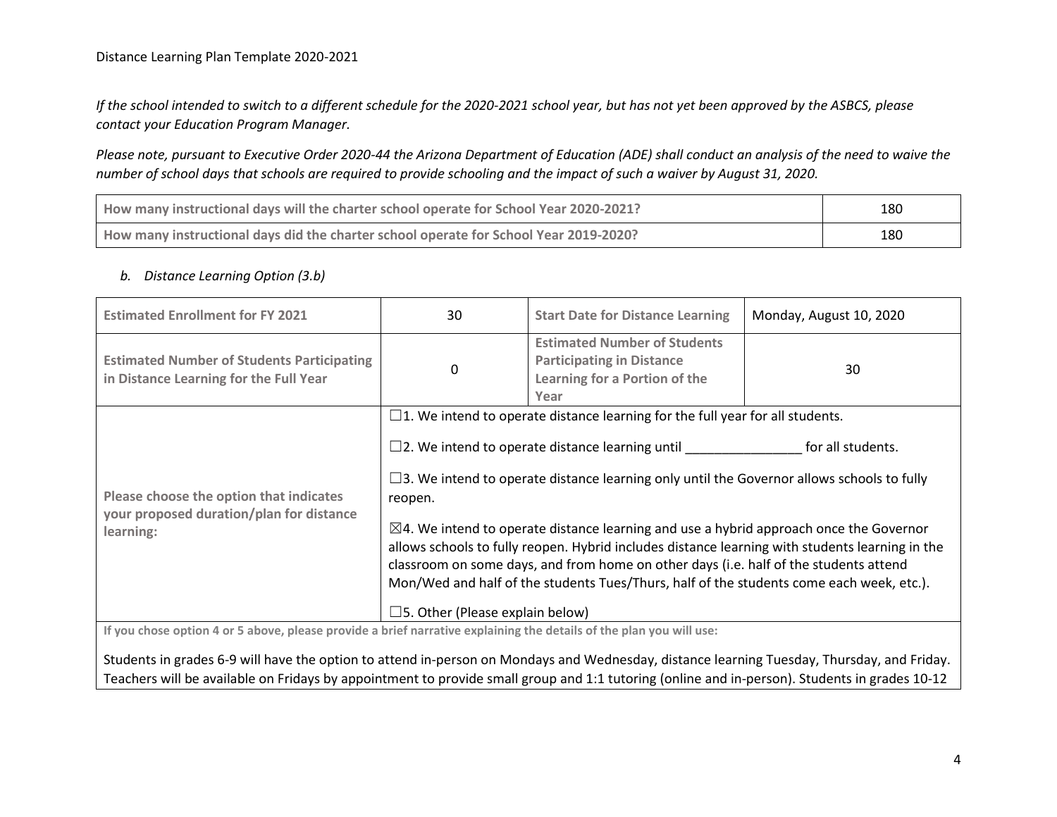*If the school intended to switch to a different schedule for the 2020-2021 school year, but has not yet been approved by the ASBCS, please contact your Education Program Manager.*

*Please note, pursuant to Executive Order 2020-44 the Arizona Department of Education (ADE) shall conduct an analysis of the need to waive the number of school days that schools are required to provide schooling and the impact of such a waiver by August 31, 2020.*

| | |
|---|---|
| **How many instructional days will the charter school operate for School Year 2020-2021?** | 180 |
| **How many instructional days did the charter school operate for School Year 2019-2020?** | 180 |

### *b. Distance Learning Option (3.b)*

| | | | |
|---|---|---|---|
| **Estimated Enrollment for FY 2021** | 30 | **Start Date for Distance Learning** | Monday, August 10, 2020 |
| **Estimated Number of Students Participating in Distance Learning for the Full Year** | 0 | **Estimated Number of Students Participating in Distance Learning for a Portion of the Year** | 30 |
| **Please choose the option that indicates your proposed duration/plan for distance learning:** | ☐1. We intend to operate distance learning for the full year for all students.<br><br>☐2. We intend to operate distance learning until ________________ for all students.<br><br>☐3. We intend to operate distance learning only until the Governor allows schools to fully reopen.<br><br>☒4. We intend to operate distance learning and use a hybrid approach once the Governor allows schools to fully reopen. Hybrid includes distance learning with students learning in the classroom on some days, and from home on other days (i.e. half of the students attend Mon/Wed and half of the students Tues/Thurs, half of the students come each week, etc.).<br><br>☐5. Other (Please explain below) | | |

**If you chose option 4 or 5 above, please provide a brief narrative explaining the details of the plan you will use:**

Students in grades 6-9 will have the option to attend in-person on Mondays and Wednesday, distance learning Tuesday, Thursday, and Friday. Teachers will be available on Fridays by appointment to provide small group and 1:1 tutoring (online and in-person). Students in grades 10-12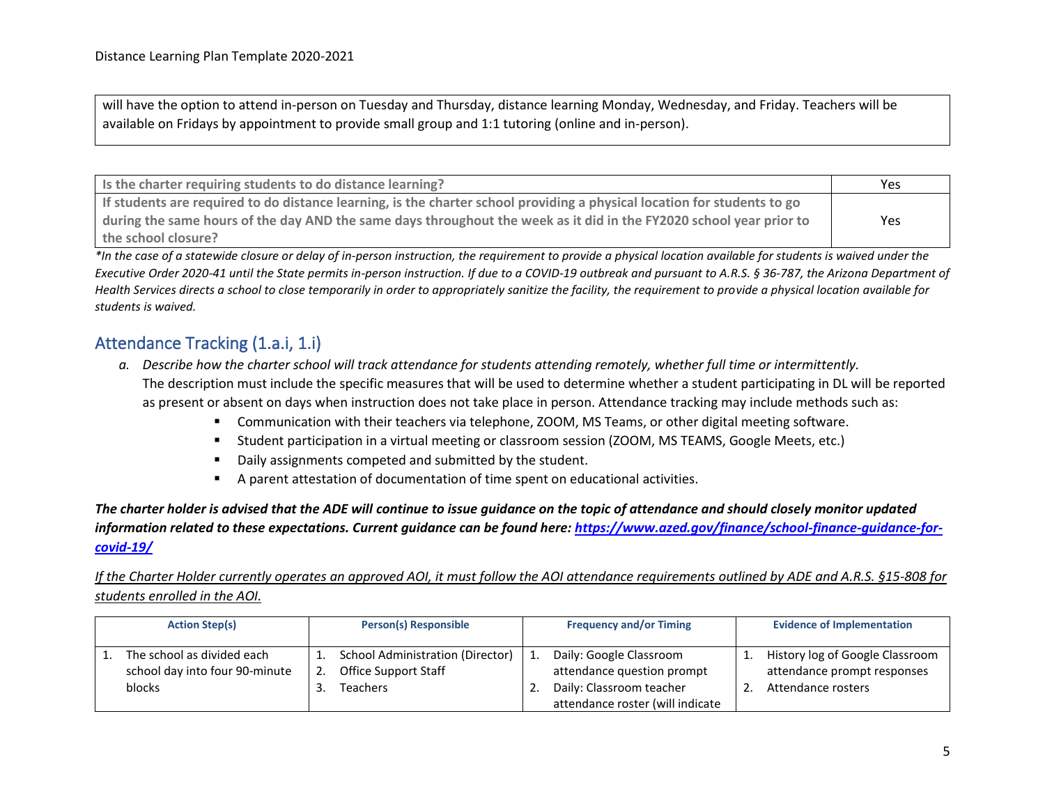will have the option to attend in-person on Tuesday and Thursday, distance learning Monday, Wednesday, and Friday. Teachers will be available on Fridays by appointment to provide small group and 1:1 tutoring (online and in-person).

| **Is the charter requiring students to do distance learning?** | Yes |
|---|---|
| **If students are required to do distance learning, is the charter school providing a physical location for students to go during the same hours of the day AND the same days throughout the week as it did in the FY2020 school year prior to the school closure?** | Yes |

*\*In the case of a statewide closure or delay of in-person instruction, the requirement to provide a physical location available for students is waived under the Executive Order 2020-41 until the State permits in-person instruction. If due to a COVID-19 outbreak and pursuant to A.R.S. § 36-787, the Arizona Department of Health Services directs a school to close temporarily in order to appropriately sanitize the facility, the requirement to provide a physical location available for students is waived.*

## Attendance Tracking (1.a.i, 1.i)

a. *Describe how the charter school will track attendance for students attending remotely, whether full time or intermittently.* The description must include the specific measures that will be used to determine whether a student participating in DL will be reported as present or absent on days when instruction does not take place in person. Attendance tracking may include methods such as:
   - Communication with their teachers via telephone, ZOOM, MS Teams, or other digital meeting software.
   - Student participation in a virtual meeting or classroom session (ZOOM, MS TEAMS, Google Meets, etc.)
   - Daily assignments competed and submitted by the student.
   - A parent attestation of documentation of time spent on educational activities.

***The charter holder is advised that the ADE will continue to issue guidance on the topic of attendance and should closely monitor updated information related to these expectations. Current guidance can be found here: [https://www.azed.gov/finance/school-finance-guidance-for-covid-19/](https://www.azed.gov/finance/school-finance-guidance-for-covid-19/)***

*If the Charter Holder currently operates an approved AOI, it must follow the AOI attendance requirements outlined by ADE and A.R.S. §15-808 for students enrolled in the AOI.*

| Action Step(s) | Person(s) Responsible | Frequency and/or Timing | Evidence of Implementation |
|---|---|---|---|
| 1. The school as divided each school day into four 90-minute blocks | 1. School Administration (Director)<br>2. Office Support Staff<br>3. Teachers | 1. Daily: Google Classroom attendance question prompt<br>2. Daily: Classroom teacher attendance roster (will indicate | 1. History log of Google Classroom attendance prompt responses<br>2. Attendance rosters |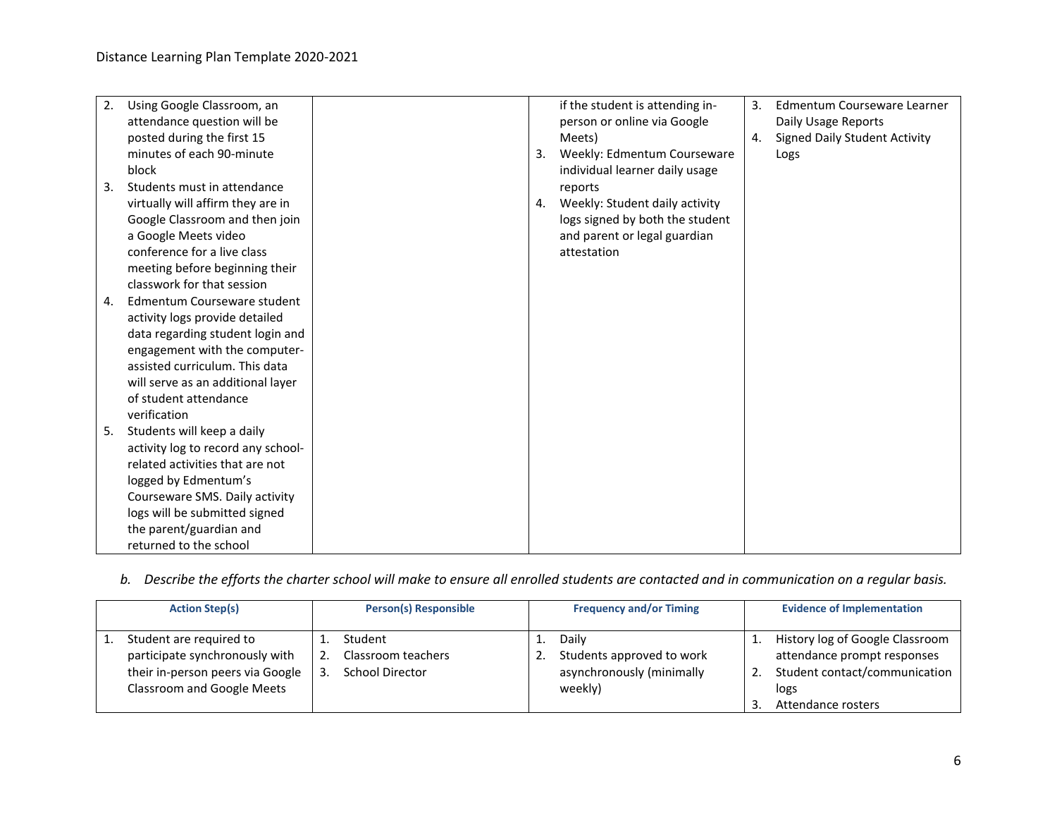| | | | |
|---|---|---|---|
| 2. Using Google Classroom, an attendance question will be posted during the first 15 minutes of each 90-minute block<br>3. Students must in attendance virtually will affirm they are in Google Classroom and then join a Google Meets video conference for a live class meeting before beginning their classwork for that session<br>4. Edmentum Courseware student activity logs provide detailed data regarding student login and engagement with the computer-assisted curriculum. This data will serve as an additional layer of student attendance verification<br>5. Students will keep a daily activity log to record any school-related activities that are not logged by Edmentum's Courseware SMS. Daily activity logs will be submitted signed the parent/guardian and returned to the school | | if the student is attending in-person or online via Google Meets)<br>3. Weekly: Edmentum Courseware individual learner daily usage reports<br>4. Weekly: Student daily activity logs signed by both the student and parent or legal guardian attestation | 3. Edmentum Courseware Learner Daily Usage Reports<br>4. Signed Daily Student Activity Logs |

*b. Describe the efforts the charter school will make to ensure all enrolled students are contacted and in communication on a regular basis.*

| Action Step(s) | Person(s) Responsible | Frequency and/or Timing | Evidence of Implementation |
|---|---|---|---|
| 1. Student are required to participate synchronously with their in-person peers via Google Classroom and Google Meets | 1. Student<br>2. Classroom teachers<br>3. School Director | 1. Daily<br>2. Students approved to work asynchronously (minimally weekly) | 1. History log of Google Classroom attendance prompt responses<br>2. Student contact/communication logs<br>3. Attendance rosters |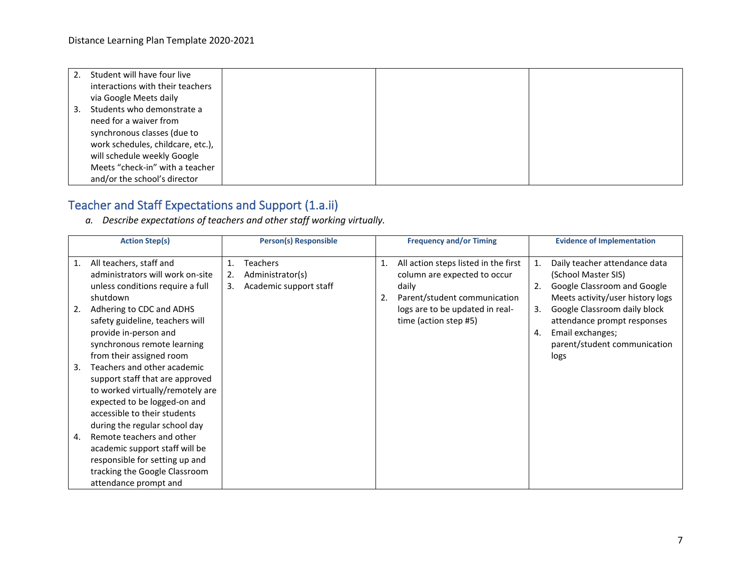| | | | |
|---|---|---|---|
| 2. Student will have four live interactions with their teachers via Google Meets daily<br>3. Students who demonstrate a need for a waiver from synchronous classes (due to work schedules, childcare, etc.), will schedule weekly Google Meets “check-in” with a teacher and/or the school’s director | | | |

## Teacher and Staff Expectations and Support (1.a.ii)

*a. Describe expectations of teachers and other staff working virtually.*

| Action Step(s) | Person(s) Responsible | Frequency and/or Timing | Evidence of Implementation |
|---|---|---|---|
| 1. All teachers, staff and administrators will work on-site unless conditions require a full shutdown<br>2. Adhering to CDC and ADHS safety guideline, teachers will provide in-person and synchronous remote learning from their assigned room<br>3. Teachers and other academic support staff that are approved to worked virtually/remotely are expected to be logged-on and accessible to their students during the regular school day<br>4. Remote teachers and other academic support staff will be responsible for setting up and tracking the Google Classroom attendance prompt and | 1. Teachers<br>2. Administrator(s)<br>3. Academic support staff | 1. All action steps listed in the first column are expected to occur daily<br>2. Parent/student communication logs are to be updated in real-time (action step #5) | 1. Daily teacher attendance data (School Master SIS)<br>2. Google Classroom and Google Meets activity/user history logs<br>3. Google Classroom daily block attendance prompt responses<br>4. Email exchanges; parent/student communication logs |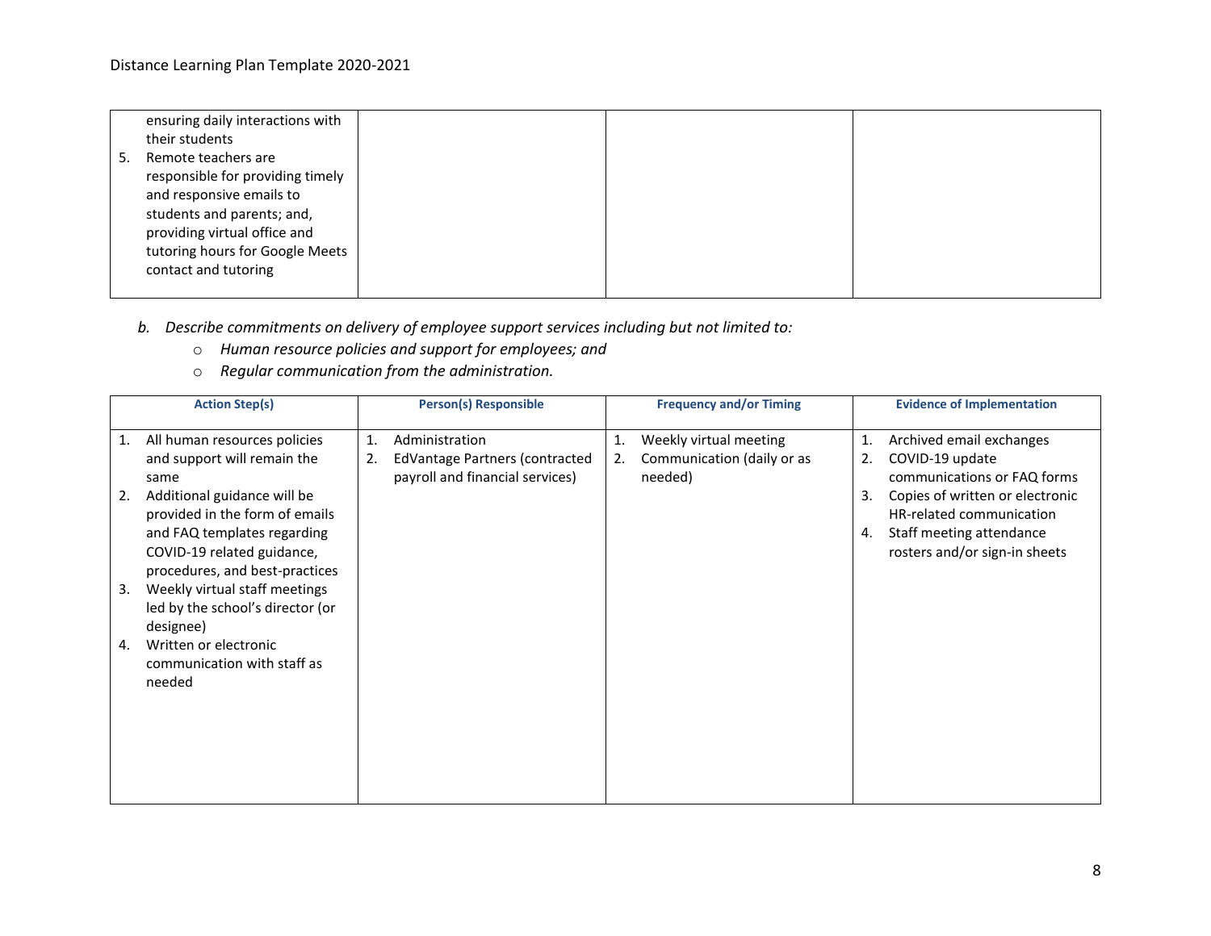| | | | |
|---|---|---|---|
| ensuring daily interactions with their students<br>5. Remote teachers are responsible for providing timely and responsive emails to students and parents; and, providing virtual office and tutoring hours for Google Meets contact and tutoring | | | |

*b. Describe commitments on delivery of employee support services including but not limited to:*

- *Human resource policies and support for employees; and*
- *Regular communication from the administration.*

| Action Step(s) | Person(s) Responsible | Frequency and/or Timing | Evidence of Implementation |
|---|---|---|---|
| 1. All human resources policies and support will remain the same<br>2. Additional guidance will be provided in the form of emails and FAQ templates regarding COVID-19 related guidance, procedures, and best-practices<br>3. Weekly virtual staff meetings led by the school's director (or designee)<br>4. Written or electronic communication with staff as needed | 1. Administration<br>2. EdVantage Partners (contracted payroll and financial services) | 1. Weekly virtual meeting<br>2. Communication (daily or as needed) | 1. Archived email exchanges<br>2. COVID-19 update communications or FAQ forms<br>3. Copies of written or electronic HR-related communication<br>4. Staff meeting attendance rosters and/or sign-in sheets |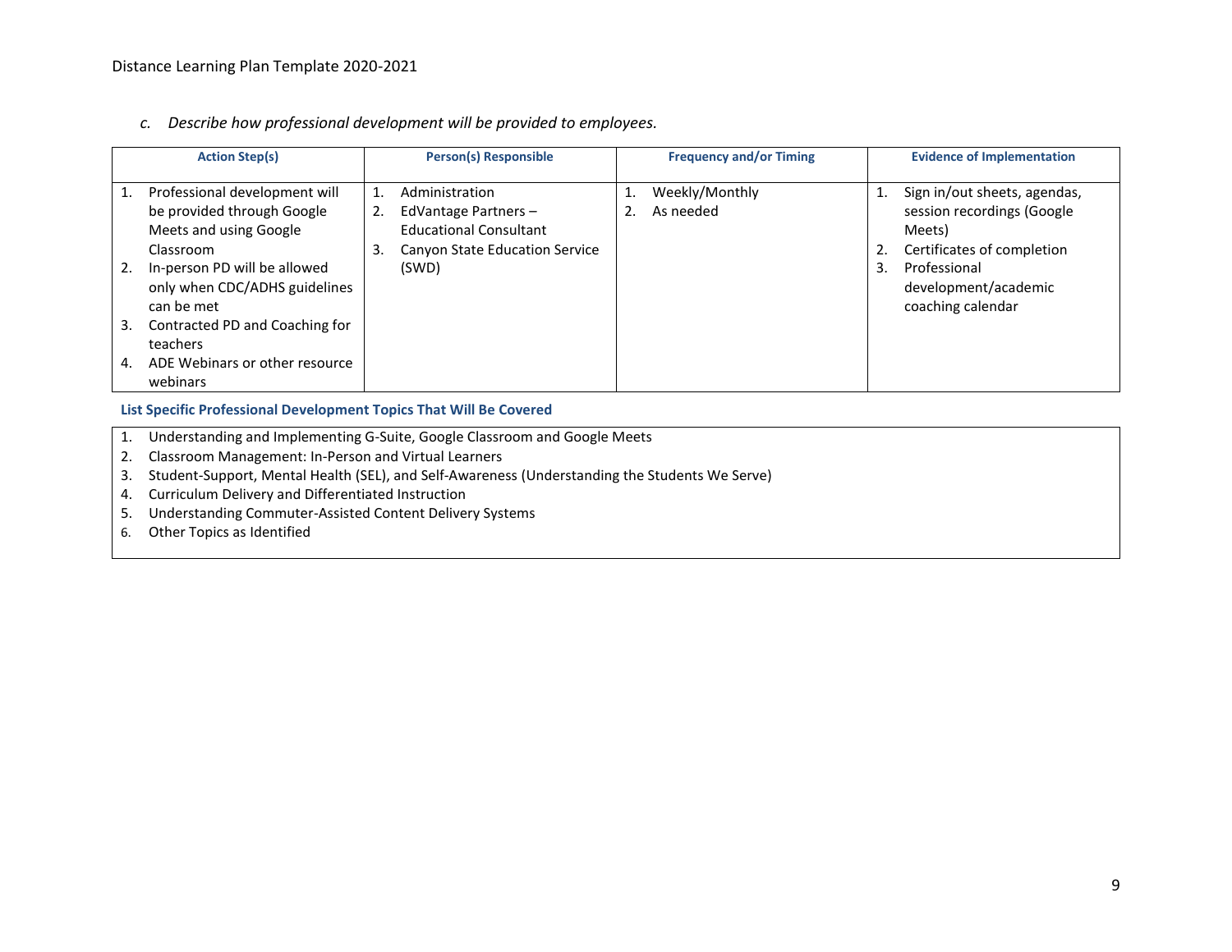*c. Describe how professional development will be provided to employees.*

| Action Step(s) | Person(s) Responsible | Frequency and/or Timing | Evidence of Implementation |
|---|---|---|---|
| 1. Professional development will be provided through Google Meets and using Google Classroom<br>2. In-person PD will be allowed only when CDC/ADHS guidelines can be met<br>3. Contracted PD and Coaching for teachers<br>4. ADE Webinars or other resource webinars | 1. Administration<br>2. EdVantage Partners – Educational Consultant<br>3. Canyon State Education Service (SWD) | 1. Weekly/Monthly<br>2. As needed | 1. Sign in/out sheets, agendas, session recordings (Google Meets)<br>2. Certificates of completion<br>3. Professional development/academic coaching calendar |

**List Specific Professional Development Topics That Will Be Covered**

1. Understanding and Implementing G-Suite, Google Classroom and Google Meets
2. Classroom Management: In-Person and Virtual Learners
3. Student-Support, Mental Health (SEL), and Self-Awareness (Understanding the Students We Serve)
4. Curriculum Delivery and Differentiated Instruction
5. Understanding Commuter-Assisted Content Delivery Systems
6. Other Topics as Identified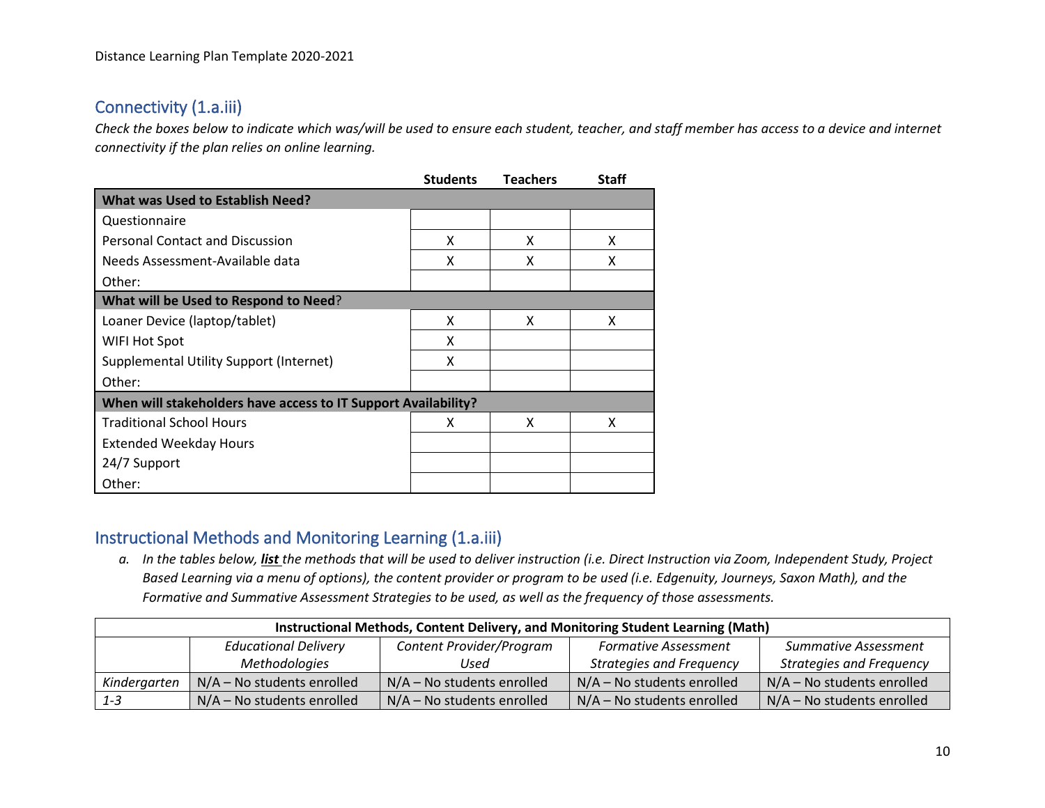## Connectivity (1.a.iii)

*Check the boxes below to indicate which was/will be used to ensure each student, teacher, and staff member has access to a device and internet connectivity if the plan relies on online learning.*

| | Students | Teachers | Staff |
|---|---|---|---|
| **What was Used to Establish Need?** | | | |
| Questionnaire | | | |
| Personal Contact and Discussion | X | X | X |
| Needs Assessment-Available data | X | X | X |
| Other: | | | |
| **What will be Used to Respond to Need?** | | | |
| Loaner Device (laptop/tablet) | X | X | X |
| WIFI Hot Spot | X | | |
| Supplemental Utility Support (Internet) | X | | |
| Other: | | | |
| **When will stakeholders have access to IT Support Availability?** | | | |
| Traditional School Hours | X | X | X |
| Extended Weekday Hours | | | |
| 24/7 Support | | | |
| Other: | | | |

## Instructional Methods and Monitoring Learning (1.a.iii)

a. *In the tables below, **list** the methods that will be used to deliver instruction (i.e. Direct Instruction via Zoom, Independent Study, Project Based Learning via a menu of options), the content provider or program to be used (i.e. Edgenuity, Journeys, Saxon Math), and the Formative and Summative Assessment Strategies to be used, as well as the frequency of those assessments.*

| **Instructional Methods, Content Delivery, and Monitoring Student Learning (Math)** | | | | |
|---|---|---|---|---|
| | *Educational Delivery Methodologies* | *Content Provider/Program Used* | *Formative Assessment Strategies and Frequency* | *Summative Assessment Strategies and Frequency* |
| *Kindergarten* | N/A – No students enrolled | N/A – No students enrolled | N/A – No students enrolled | N/A – No students enrolled |
| *1-3* | N/A – No students enrolled | N/A – No students enrolled | N/A – No students enrolled | N/A – No students enrolled |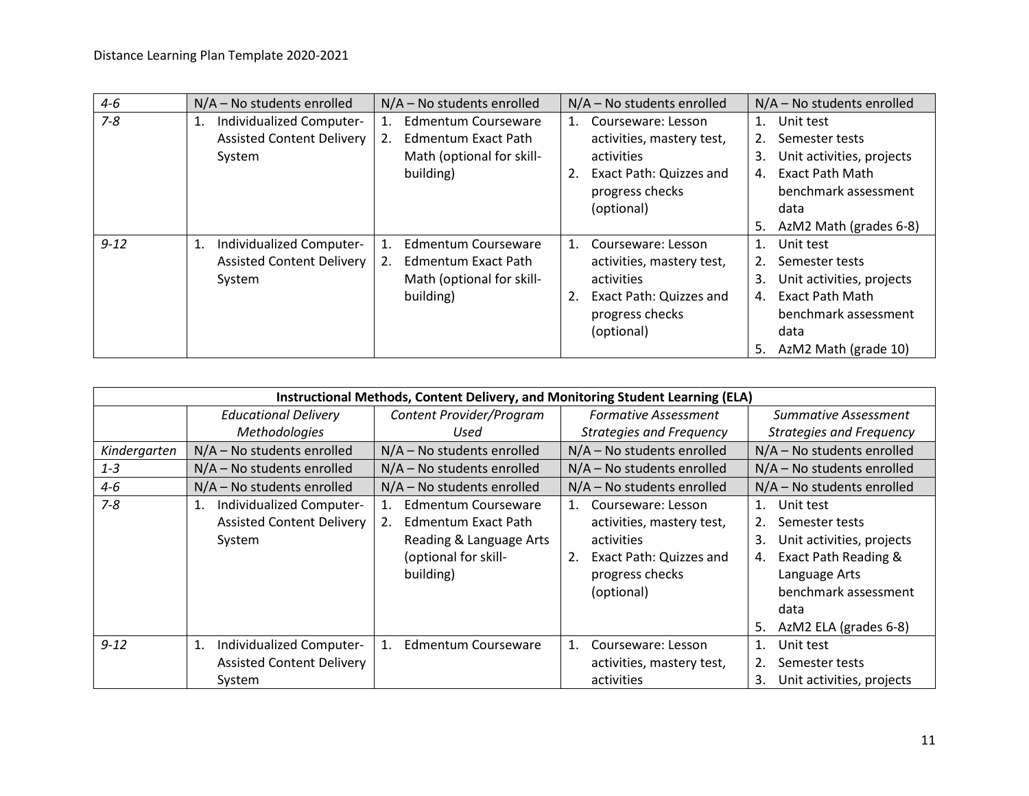| | | | | |
|---|---|---|---|---|
| *4-6* | N/A – No students enrolled | N/A – No students enrolled | N/A – No students enrolled | N/A – No students enrolled |
| *7-8* | 1. Individualized Computer-Assisted Content Delivery System | 1. Edmentum Courseware<br>2. Edmentum Exact Path Math (optional for skill-building) | 1. Courseware: Lesson activities, mastery test, activities<br>2. Exact Path: Quizzes and progress checks (optional) | 1. Unit test<br>2. Semester tests<br>3. Unit activities, projects<br>4. Exact Path Math benchmark assessment data<br>5. AzM2 Math (grades 6-8) |
| *9-12* | 1. Individualized Computer-Assisted Content Delivery System | 1. Edmentum Courseware<br>2. Edmentum Exact Path Math (optional for skill-building) | 1. Courseware: Lesson activities, mastery test, activities<br>2. Exact Path: Quizzes and progress checks (optional) | 1. Unit test<br>2. Semester tests<br>3. Unit activities, projects<br>4. Exact Path Math benchmark assessment data<br>5. AzM2 Math (grade 10) |

| **Instructional Methods, Content Delivery, and Monitoring Student Learning (ELA)** | | | | |
|---|---|---|---|---|
| | *Educational Delivery Methodologies* | *Content Provider/Program Used* | *Formative Assessment Strategies and Frequency* | *Summative Assessment Strategies and Frequency* |
| *Kindergarten* | N/A – No students enrolled | N/A – No students enrolled | N/A – No students enrolled | N/A – No students enrolled |
| *1-3* | N/A – No students enrolled | N/A – No students enrolled | N/A – No students enrolled | N/A – No students enrolled |
| *4-6* | N/A – No students enrolled | N/A – No students enrolled | N/A – No students enrolled | N/A – No students enrolled |
| *7-8* | 1. Individualized Computer-Assisted Content Delivery System | 1. Edmentum Courseware<br>2. Edmentum Exact Path Reading & Language Arts (optional for skill-building) | 1. Courseware: Lesson activities, mastery test, activities<br>2. Exact Path: Quizzes and progress checks (optional) | 1. Unit test<br>2. Semester tests<br>3. Unit activities, projects<br>4. Exact Path Reading & Language Arts benchmark assessment data<br>5. AzM2 ELA (grades 6-8) |
| *9-12* | 1. Individualized Computer-Assisted Content Delivery System | 1. Edmentum Courseware | 1. Courseware: Lesson activities, mastery test, activities | 1. Unit test<br>2. Semester tests<br>3. Unit activities, projects |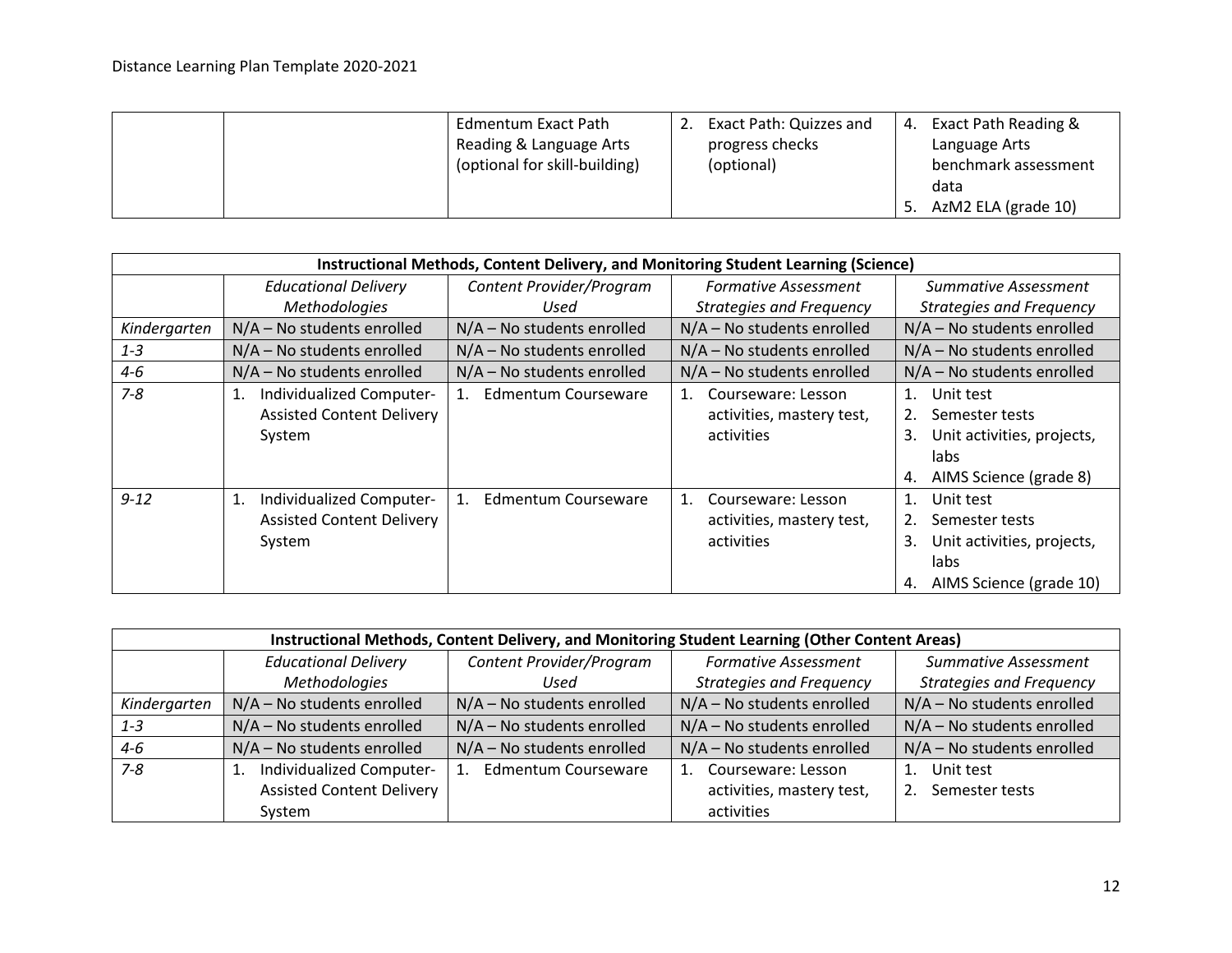| | | Edmentum Exact Path Reading & Language Arts (optional for skill-building) | 2. Exact Path: Quizzes and progress checks (optional) | 4. Exact Path Reading & Language Arts benchmark assessment data<br>5. AzM2 ELA (grade 10) |
|---|---|---|---|---|

| **Instructional Methods, Content Delivery, and Monitoring Student Learning (Science)** | | | | |
|---|---|---|---|---|
| | *Educational Delivery Methodologies* | *Content Provider/Program Used* | *Formative Assessment Strategies and Frequency* | *Summative Assessment Strategies and Frequency* |
| *Kindergarten* | N/A – No students enrolled | N/A – No students enrolled | N/A – No students enrolled | N/A – No students enrolled |
| *1-3* | N/A – No students enrolled | N/A – No students enrolled | N/A – No students enrolled | N/A – No students enrolled |
| *4-6* | N/A – No students enrolled | N/A – No students enrolled | N/A – No students enrolled | N/A – No students enrolled |
| *7-8* | 1. Individualized Computer-Assisted Content Delivery System | 1. Edmentum Courseware | 1. Courseware: Lesson activities, mastery test, activities | 1. Unit test<br>2. Semester tests<br>3. Unit activities, projects, labs<br>4. AIMS Science (grade 8) |
| *9-12* | 1. Individualized Computer-Assisted Content Delivery System | 1. Edmentum Courseware | 1. Courseware: Lesson activities, mastery test, activities | 1. Unit test<br>2. Semester tests<br>3. Unit activities, projects, labs<br>4. AIMS Science (grade 10) |

| **Instructional Methods, Content Delivery, and Monitoring Student Learning (Other Content Areas)** | | | | |
|---|---|---|---|---|
| | *Educational Delivery Methodologies* | *Content Provider/Program Used* | *Formative Assessment Strategies and Frequency* | *Summative Assessment Strategies and Frequency* |
| *Kindergarten* | N/A – No students enrolled | N/A – No students enrolled | N/A – No students enrolled | N/A – No students enrolled |
| *1-3* | N/A – No students enrolled | N/A – No students enrolled | N/A – No students enrolled | N/A – No students enrolled |
| *4-6* | N/A – No students enrolled | N/A – No students enrolled | N/A – No students enrolled | N/A – No students enrolled |
| *7-8* | 1. Individualized Computer-Assisted Content Delivery System | 1. Edmentum Courseware | 1. Courseware: Lesson activities, mastery test, activities | 1. Unit test<br>2. Semester tests |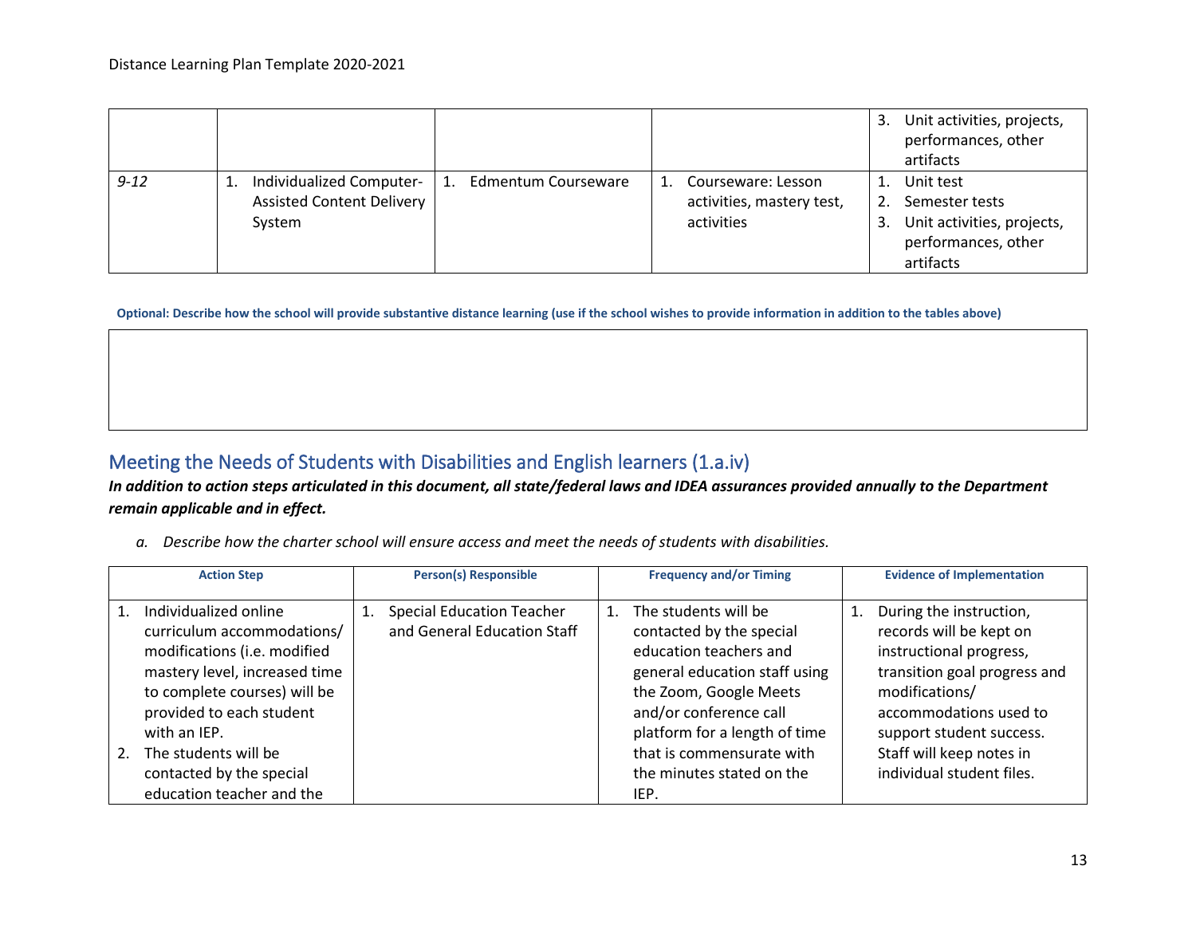|  |  |  |  | 3. Unit activities, projects, performances, other artifacts |
|---|---|---|---|---|
| *9-12* | 1. Individualized Computer-Assisted Content Delivery System | 1. Edmentum Courseware | 1. Courseware: Lesson activities, mastery test, activities | 1. Unit test<br>2. Semester tests<br>3. Unit activities, projects, performances, other artifacts |

**Optional: Describe how the school will provide substantive distance learning (use if the school wishes to provide information in addition to the tables above)**

|  |
|---|
|  |

## Meeting the Needs of Students with Disabilities and English learners (1.a.iv)

***In addition to action steps articulated in this document, all state/federal laws and IDEA assurances provided annually to the Department remain applicable and in effect.***

*a. Describe how the charter school will ensure access and meet the needs of students with disabilities.*

| Action Step | Person(s) Responsible | Frequency and/or Timing | Evidence of Implementation |
|---|---|---|---|
| 1. Individualized online curriculum accommodations/ modifications (i.e. modified mastery level, increased time to complete courses) will be provided to each student with an IEP.<br>2. The students will be contacted by the special education teacher and the | 1. Special Education Teacher and General Education Staff | 1. The students will be contacted by the special education teachers and general education staff using the Zoom, Google Meets and/or conference call platform for a length of time that is commensurate with the minutes stated on the IEP. | 1. During the instruction, records will be kept on instructional progress, transition goal progress and modifications/ accommodations used to support student success. Staff will keep notes in individual student files. |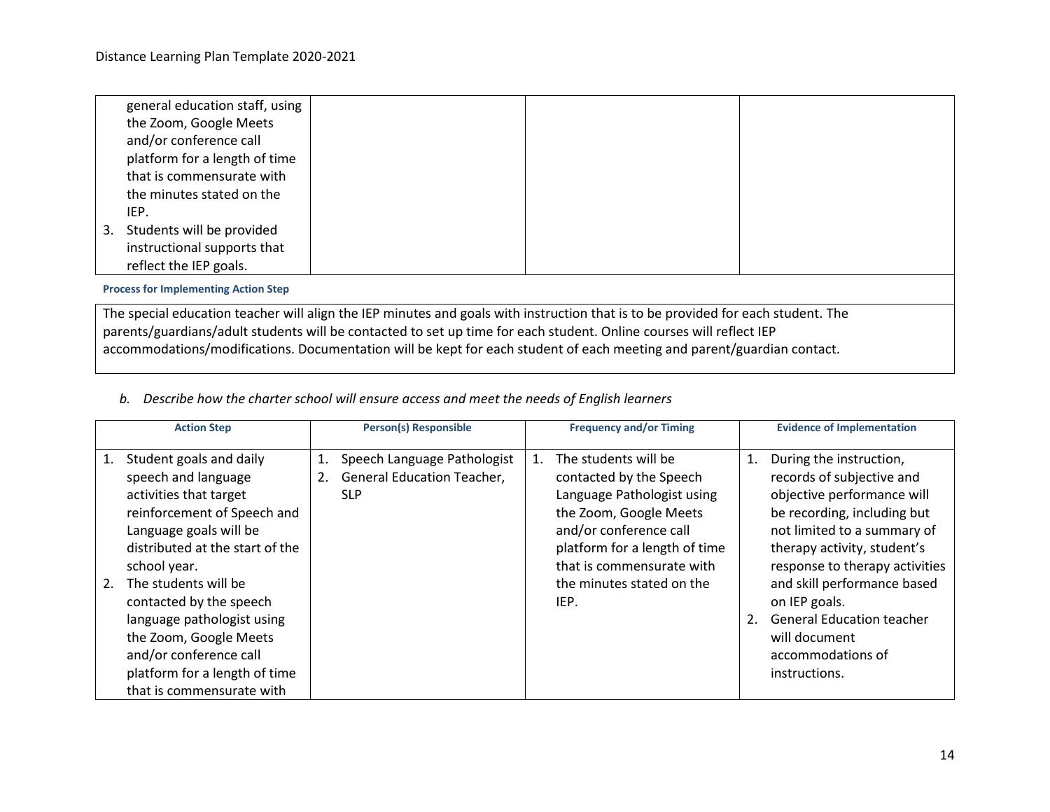| | | | |
|---|---|---|---|
| general education staff, using the Zoom, Google Meets and/or conference call platform for a length of time that is commensurate with the minutes stated on the IEP.<br>3. Students will be provided instructional supports that reflect the IEP goals. | | | |

**Process for Implementing Action Step**

The special education teacher will align the IEP minutes and goals with instruction that is to be provided for each student. The parents/guardians/adult students will be contacted to set up time for each student. Online courses will reflect IEP accommodations/modifications. Documentation will be kept for each student of each meeting and parent/guardian contact.

*b. Describe how the charter school will ensure access and meet the needs of English learners*

| Action Step | Person(s) Responsible | Frequency and/or Timing | Evidence of Implementation |
|---|---|---|---|
| 1. Student goals and daily speech and language activities that target reinforcement of Speech and Language goals will be distributed at the start of the school year.<br>2. The students will be contacted by the speech language pathologist using the Zoom, Google Meets and/or conference call platform for a length of time that is commensurate with | 1. Speech Language Pathologist<br>2. General Education Teacher, SLP | 1. The students will be contacted by the Speech Language Pathologist using the Zoom, Google Meets and/or conference call platform for a length of time that is commensurate with the minutes stated on the IEP. | 1. During the instruction, records of subjective and objective performance will be recording, including but not limited to a summary of therapy activity, student's response to therapy activities and skill performance based on IEP goals.<br>2. General Education teacher will document accommodations of instructions. |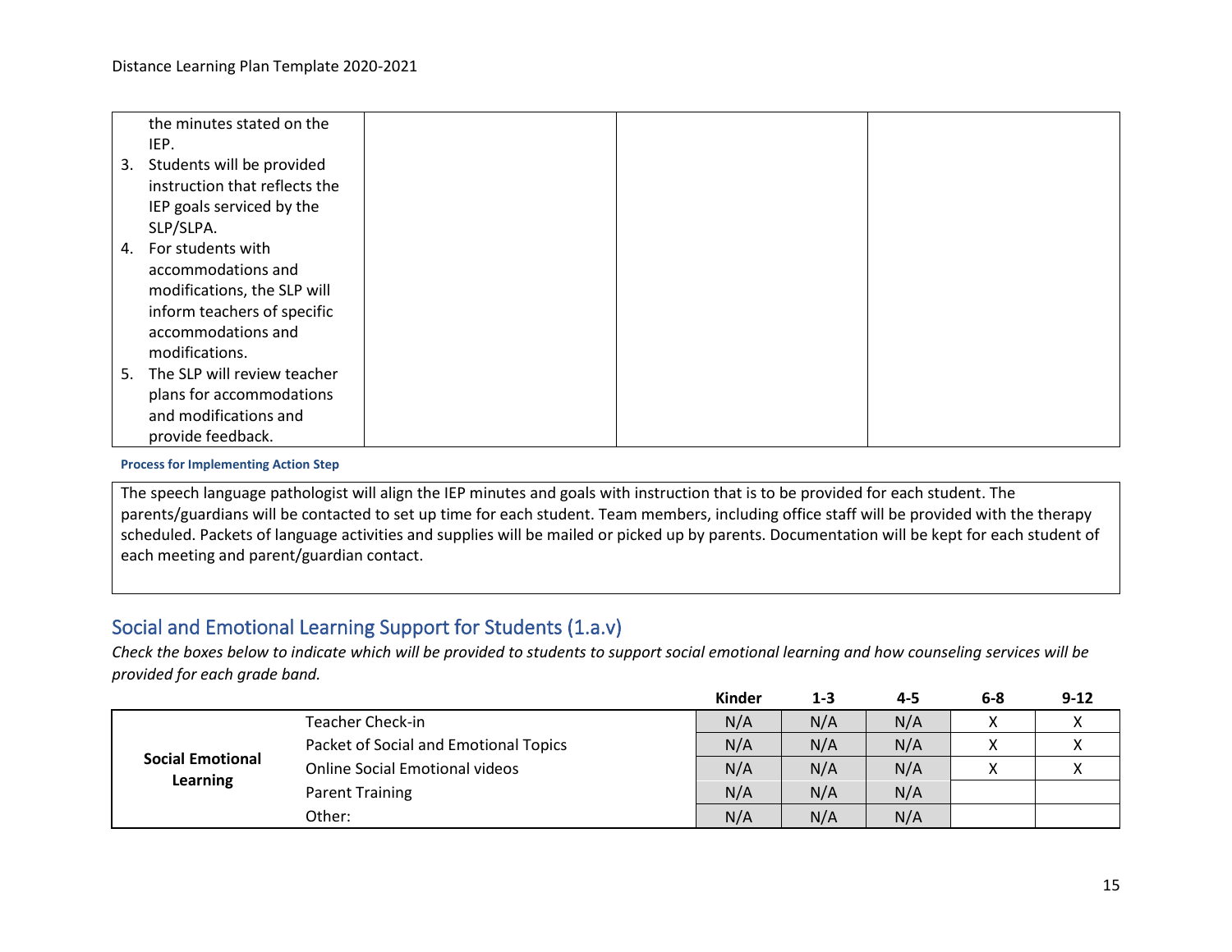| | | | |
|---|---|---|---|
| the minutes stated on the IEP.<br>3. Students will be provided instruction that reflects the IEP goals serviced by the SLP/SLPA.<br>4. For students with accommodations and modifications, the SLP will inform teachers of specific accommodations and modifications.<br>5. The SLP will review teacher plans for accommodations and modifications and provide feedback. | | | |

**Process for Implementing Action Step**

The speech language pathologist will align the IEP minutes and goals with instruction that is to be provided for each student. The parents/guardians will be contacted to set up time for each student. Team members, including office staff will be provided with the therapy scheduled. Packets of language activities and supplies will be mailed or picked up by parents. Documentation will be kept for each student of each meeting and parent/guardian contact.

## Social and Emotional Learning Support for Students (1.a.v)

*Check the boxes below to indicate which will be provided to students to support social emotional learning and how counseling services will be provided for each grade band.*

| | | Kinder | 1-3 | 4-5 | 6-8 | 9-12 |
|---|---|---|---|---|---|---|
| **Social Emotional Learning** | Teacher Check-in | N/A | N/A | N/A | X | X |
| | Packet of Social and Emotional Topics | N/A | N/A | N/A | X | X |
| | Online Social Emotional videos | N/A | N/A | N/A | X | X |
| | Parent Training | N/A | N/A | N/A | | |
| | Other: | N/A | N/A | N/A | | |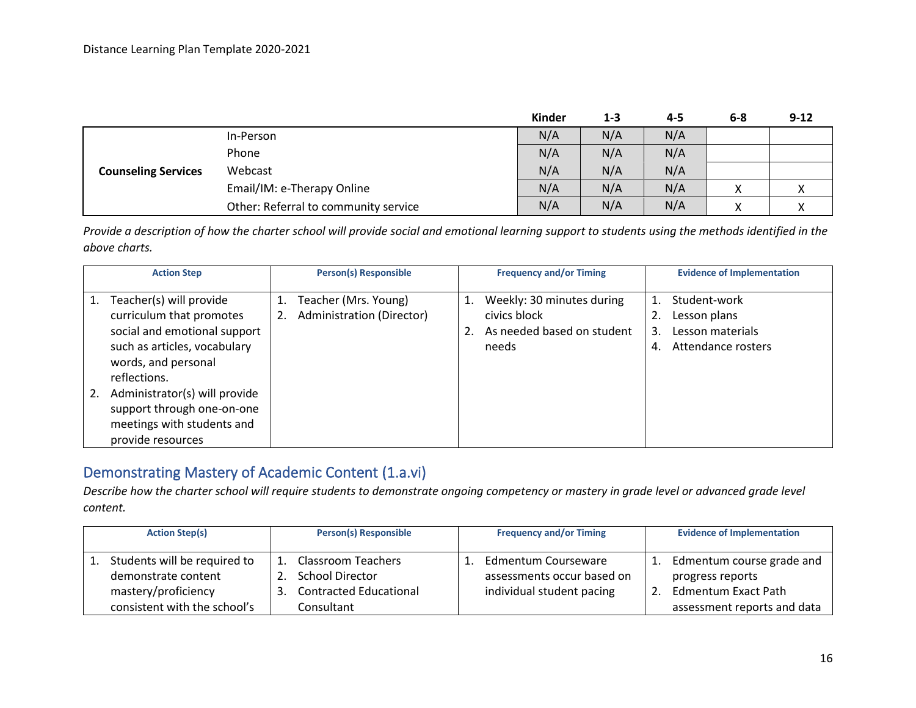| | | Kinder | 1-3 | 4-5 | 6-8 | 9-12 |
|---|---|---|---|---|---|---|
| **Counseling Services** | In-Person | N/A | N/A | N/A | | |
| | Phone | N/A | N/A | N/A | | |
| | Webcast | N/A | N/A | N/A | | |
| | Email/IM: e-Therapy Online | N/A | N/A | N/A | X | X |
| | Other: Referral to community service | N/A | N/A | N/A | X | X |

*Provide a description of how the charter school will provide social and emotional learning support to students using the methods identified in the above charts.*

| Action Step | Person(s) Responsible | Frequency and/or Timing | Evidence of Implementation |
|---|---|---|---|
| 1. Teacher(s) will provide curriculum that promotes social and emotional support such as articles, vocabulary words, and personal reflections.<br>2. Administrator(s) will provide support through one-on-one meetings with students and provide resources | 1. Teacher (Mrs. Young)<br>2. Administration (Director) | 1. Weekly: 30 minutes during civics block<br>2. As needed based on student needs | 1. Student-work<br>2. Lesson plans<br>3. Lesson materials<br>4. Attendance rosters |

## Demonstrating Mastery of Academic Content (1.a.vi)

*Describe how the charter school will require students to demonstrate ongoing competency or mastery in grade level or advanced grade level content.*

| Action Step(s) | Person(s) Responsible | Frequency and/or Timing | Evidence of Implementation |
|---|---|---|---|
| 1. Students will be required to demonstrate content mastery/proficiency consistent with the school's | 1. Classroom Teachers<br>2. School Director<br>3. Contracted Educational Consultant | 1. Edmentum Courseware assessments occur based on individual student pacing | 1. Edmentum course grade and progress reports<br>2. Edmentum Exact Path assessment reports and data |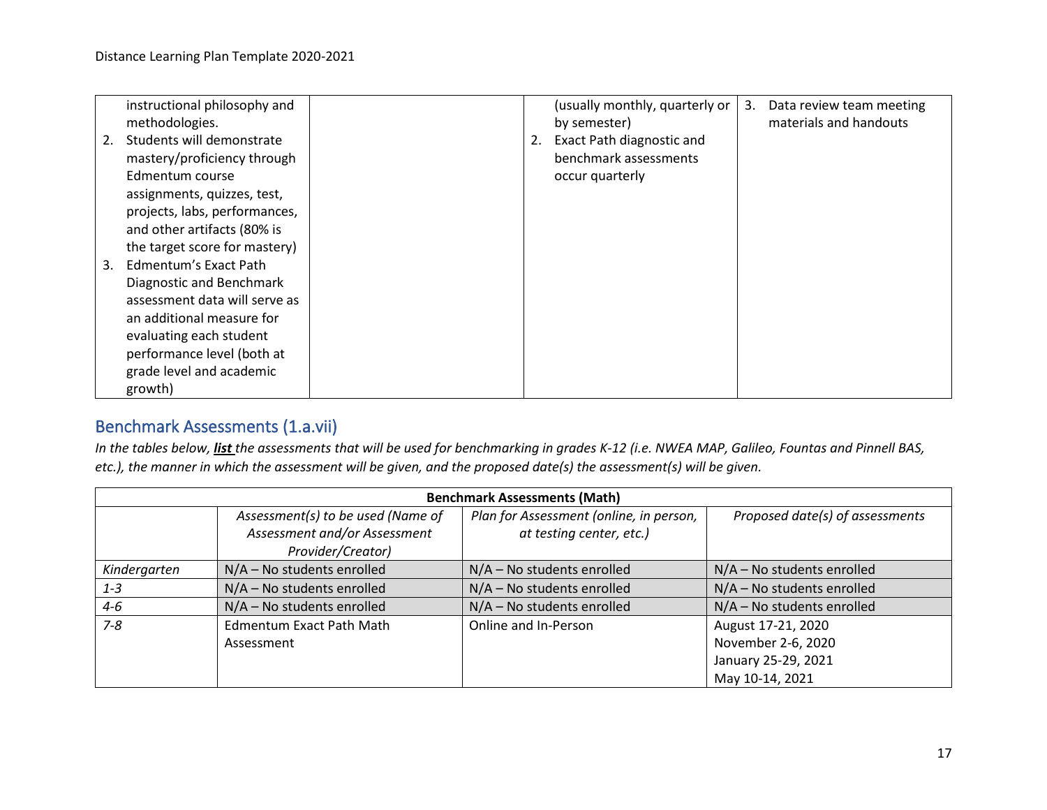| | | | |
|---|---|---|---|
| instructional philosophy and methodologies.<br>2. Students will demonstrate mastery/proficiency through Edmentum course assignments, quizzes, test, projects, labs, performances, and other artifacts (80% is the target score for mastery)<br>3. Edmentum's Exact Path Diagnostic and Benchmark assessment data will serve as an additional measure for evaluating each student performance level (both at grade level and academic growth) | | (usually monthly, quarterly or by semester)<br>2. Exact Path diagnostic and benchmark assessments occur quarterly | 3. Data review team meeting materials and handouts |

## Benchmark Assessments (1.a.vii)

*In the tables below, __list__ the assessments that will be used for benchmarking in grades K-12 (i.e. NWEA MAP, Galileo, Fountas and Pinnell BAS, etc.), the manner in which the assessment will be given, and the proposed date(s) the assessment(s) will be given.*

| **Benchmark Assessments (Math)** | | | |
|---|---|---|---|
| | *Assessment(s) to be used (Name of Assessment and/or Assessment Provider/Creator)* | *Plan for Assessment (online, in person, at testing center, etc.)* | *Proposed date(s) of assessments* |
| *Kindergarten* | N/A – No students enrolled | N/A – No students enrolled | N/A – No students enrolled |
| *1-3* | N/A – No students enrolled | N/A – No students enrolled | N/A – No students enrolled |
| *4-6* | N/A – No students enrolled | N/A – No students enrolled | N/A – No students enrolled |
| *7-8* | Edmentum Exact Path Math Assessment | Online and In-Person | August 17-21, 2020<br>November 2-6, 2020<br>January 25-29, 2021<br>May 10-14, 2021 |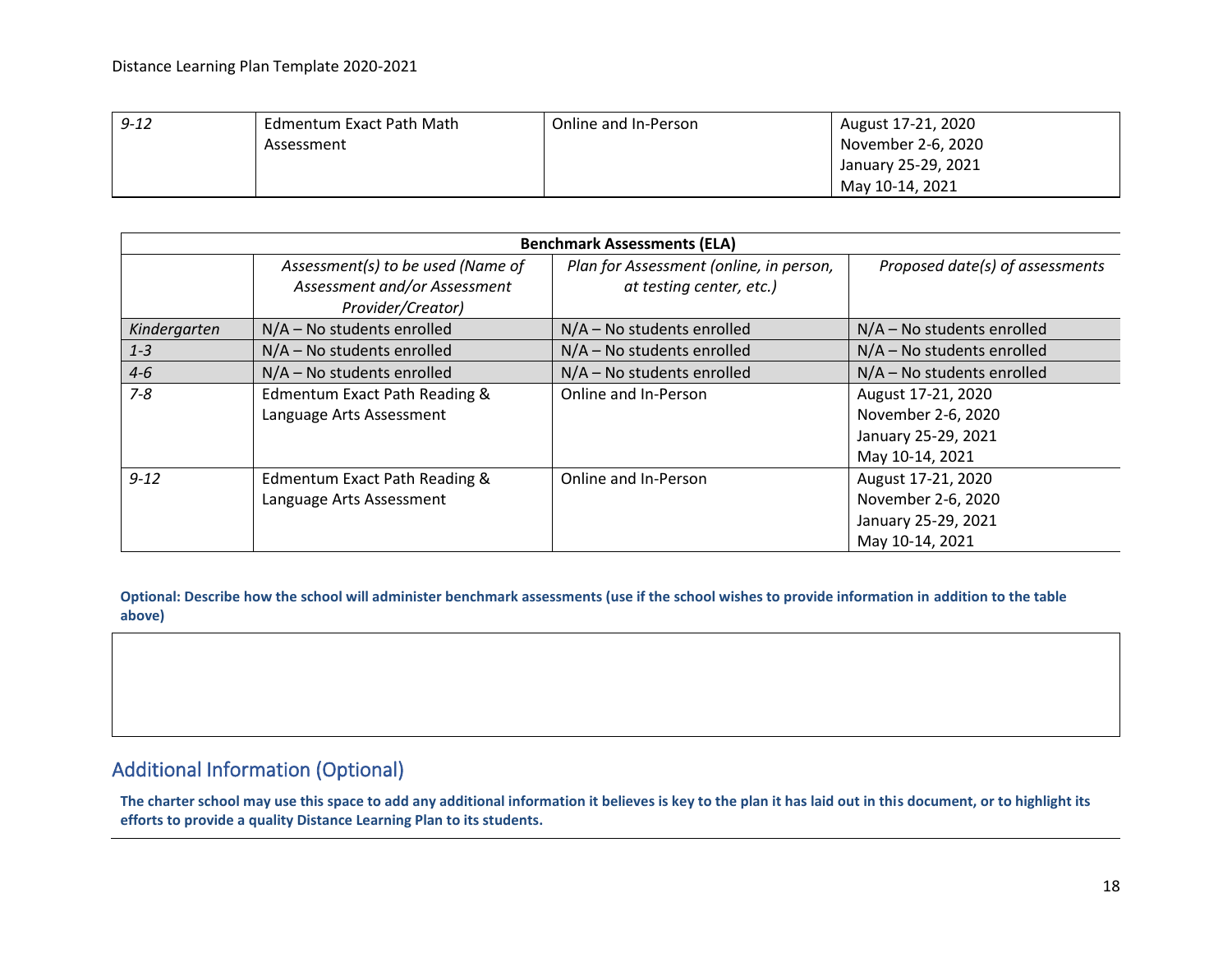| | | | |
|---|---|---|---|
| *9-12* | Edmentum Exact Path Math Assessment | Online and In-Person | August 17-21, 2020<br>November 2-6, 2020<br>January 25-29, 2021<br>May 10-14, 2021 |

| **Benchmark Assessments (ELA)** | | | |
|---|---|---|---|
| | *Assessment(s) to be used (Name of Assessment and/or Assessment Provider/Creator)* | *Plan for Assessment (online, in person, at testing center, etc.)* | *Proposed date(s) of assessments* |
| *Kindergarten* | N/A – No students enrolled | N/A – No students enrolled | N/A – No students enrolled |
| *1-3* | N/A – No students enrolled | N/A – No students enrolled | N/A – No students enrolled |
| *4-6* | N/A – No students enrolled | N/A – No students enrolled | N/A – No students enrolled |
| *7-8* | Edmentum Exact Path Reading & Language Arts Assessment | Online and In-Person | August 17-21, 2020<br>November 2-6, 2020<br>January 25-29, 2021<br>May 10-14, 2021 |
| *9-12* | Edmentum Exact Path Reading & Language Arts Assessment | Online and In-Person | August 17-21, 2020<br>November 2-6, 2020<br>January 25-29, 2021<br>May 10-14, 2021 |

**Optional: Describe how the school will administer benchmark assessments (use if the school wishes to provide information in addition to the table above)**

## Additional Information (Optional)

**The charter school may use this space to add any additional information it believes is key to the plan it has laid out in this document, or to highlight its efforts to provide a quality Distance Learning Plan to its students.**